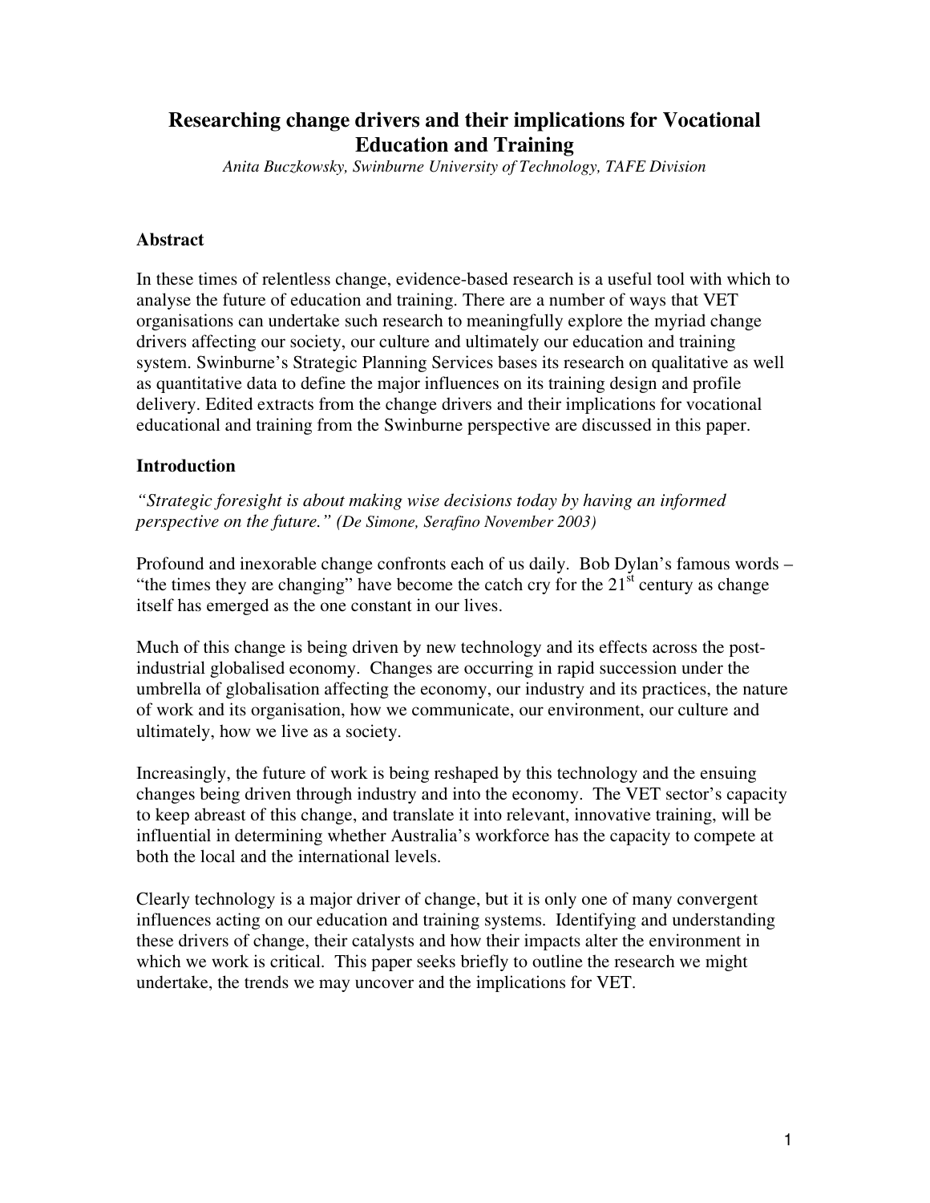# Researching change drivers and their implications for Vocational Education and Training

*Anita Buczkowsky, Swinburne University of Technology, TAFE Division*

## Abstract

In these times of relentless change, evidence-based research is a useful tool with which to analyse the future of education and training. There are a number of ways that VET organisations can undertake such research to meaningfully explore the myriad change drivers affecting our society, our culture and ultimately our education and training system. Swinburne's Strategic Planning Services bases its research on qualitative as well as quantitative data to define the major influences on its training design and profile delivery. Edited extracts from the change drivers and their implications for vocational educational and training from the Swinburne perspective are discussed in this paper.

## Introduction

*"Strategic foresight is about making wise decisions today by having an informed perspective on the future." (De Simone, Serafino November 2003)*

Profound and inexorable change confronts each of us daily. Bob Dylan's famous words – "the times they are changing" have become the catch cry for the 21st century as change itself has emerged as the one constant in our lives.

Much of this change is being driven by new technology and its effects across the post-industrial globalised economy. Changes are occurring in rapid succession under the umbrella of globalisation affecting the economy, our industry and its practices, the nature of work and its organisation, how we communicate, our environment, our culture and ultimately, how we live as a society.

Increasingly, the future of work is being reshaped by this technology and the ensuing changes being driven through industry and into the economy. The VET sector's capacity to keep abreast of this change, and translate it into relevant, innovative training, will be influential in determining whether Australia's workforce has the capacity to compete at both the local and the international levels.

Clearly technology is a major driver of change, but it is only one of many convergent influences acting on our education and training systems. Identifying and understanding these drivers of change, their catalysts and how their impacts alter the environment in which we work is critical. This paper seeks briefly to outline the research we might undertake, the trends we may uncover and the implications for VET.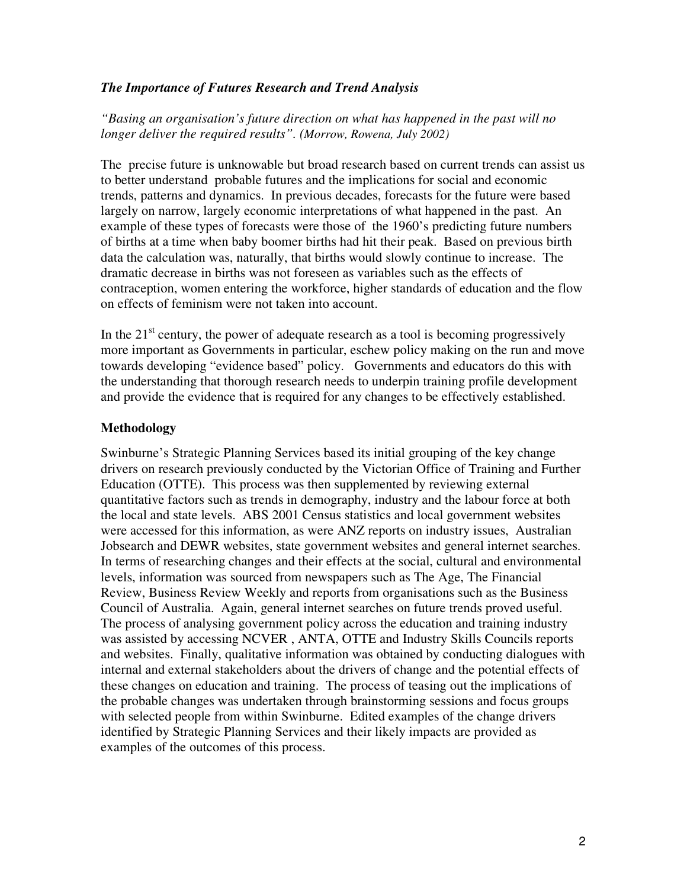### *The Importance of Futures Research and Trend Analysis*

*"Basing an organisation's future direction on what has happened in the past will no longer deliver the required results". (Morrow, Rowena, July 2002)*

The precise future is unknowable but broad research based on current trends can assist us to better understand probable futures and the implications for social and economic trends, patterns and dynamics. In previous decades, forecasts for the future were based largely on narrow, largely economic interpretations of what happened in the past. An example of these types of forecasts were those of the 1960's predicting future numbers of births at a time when baby boomer births had hit their peak. Based on previous birth data the calculation was, naturally, that births would slowly continue to increase. The dramatic decrease in births was not foreseen as variables such as the effects of contraception, women entering the workforce, higher standards of education and the flow on effects of feminism were not taken into account.

In the 21st century, the power of adequate research as a tool is becoming progressively more important as Governments in particular, eschew policy making on the run and move towards developing "evidence based" policy. Governments and educators do this with the understanding that thorough research needs to underpin training profile development and provide the evidence that is required for any changes to be effectively established.

### Methodology

Swinburne's Strategic Planning Services based its initial grouping of the key change drivers on research previously conducted by the Victorian Office of Training and Further Education (OTTE). This process was then supplemented by reviewing external quantitative factors such as trends in demography, industry and the labour force at both the local and state levels. ABS 2001 Census statistics and local government websites were accessed for this information, as were ANZ reports on industry issues, Australian Jobsearch and DEWR websites, state government websites and general internet searches. In terms of researching changes and their effects at the social, cultural and environmental levels, information was sourced from newspapers such as The Age, The Financial Review, Business Review Weekly and reports from organisations such as the Business Council of Australia. Again, general internet searches on future trends proved useful. The process of analysing government policy across the education and training industry was assisted by accessing NCVER , ANTA, OTTE and Industry Skills Councils reports and websites. Finally, qualitative information was obtained by conducting dialogues with internal and external stakeholders about the drivers of change and the potential effects of these changes on education and training. The process of teasing out the implications of the probable changes was undertaken through brainstorming sessions and focus groups with selected people from within Swinburne. Edited examples of the change drivers identified by Strategic Planning Services and their likely impacts are provided as examples of the outcomes of this process.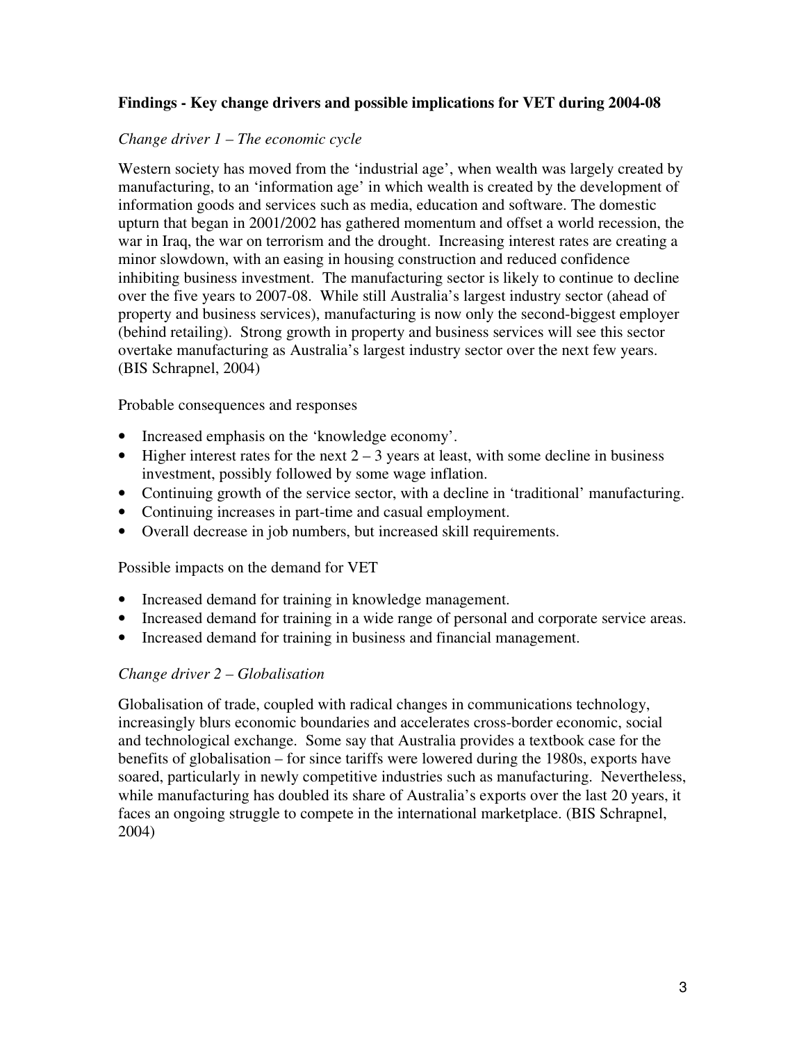**Findings - Key change drivers and possible implications for VET during 2004-08**

*Change driver 1 – The economic cycle*

Western society has moved from the 'industrial age', when wealth was largely created by manufacturing, to an 'information age' in which wealth is created by the development of information goods and services such as media, education and software. The domestic upturn that began in 2001/2002 has gathered momentum and offset a world recession, the war in Iraq, the war on terrorism and the drought. Increasing interest rates are creating a minor slowdown, with an easing in housing construction and reduced confidence inhibiting business investment. The manufacturing sector is likely to continue to decline over the five years to 2007-08. While still Australia's largest industry sector (ahead of property and business services), manufacturing is now only the second-biggest employer (behind retailing). Strong growth in property and business services will see this sector overtake manufacturing as Australia's largest industry sector over the next few years. (BIS Schrapnel, 2004)

Probable consequences and responses

- Increased emphasis on the 'knowledge economy'.
- Higher interest rates for the next 2 – 3 years at least, with some decline in business investment, possibly followed by some wage inflation.
- Continuing growth of the service sector, with a decline in 'traditional' manufacturing.
- Continuing increases in part-time and casual employment.
- Overall decrease in job numbers, but increased skill requirements.

Possible impacts on the demand for VET

- Increased demand for training in knowledge management.
- Increased demand for training in a wide range of personal and corporate service areas.
- Increased demand for training in business and financial management.

*Change driver 2 – Globalisation*

Globalisation of trade, coupled with radical changes in communications technology, increasingly blurs economic boundaries and accelerates cross-border economic, social and technological exchange. Some say that Australia provides a textbook case for the benefits of globalisation – for since tariffs were lowered during the 1980s, exports have soared, particularly in newly competitive industries such as manufacturing. Nevertheless, while manufacturing has doubled its share of Australia's exports over the last 20 years, it faces an ongoing struggle to compete in the international marketplace. (BIS Schrapnel, 2004)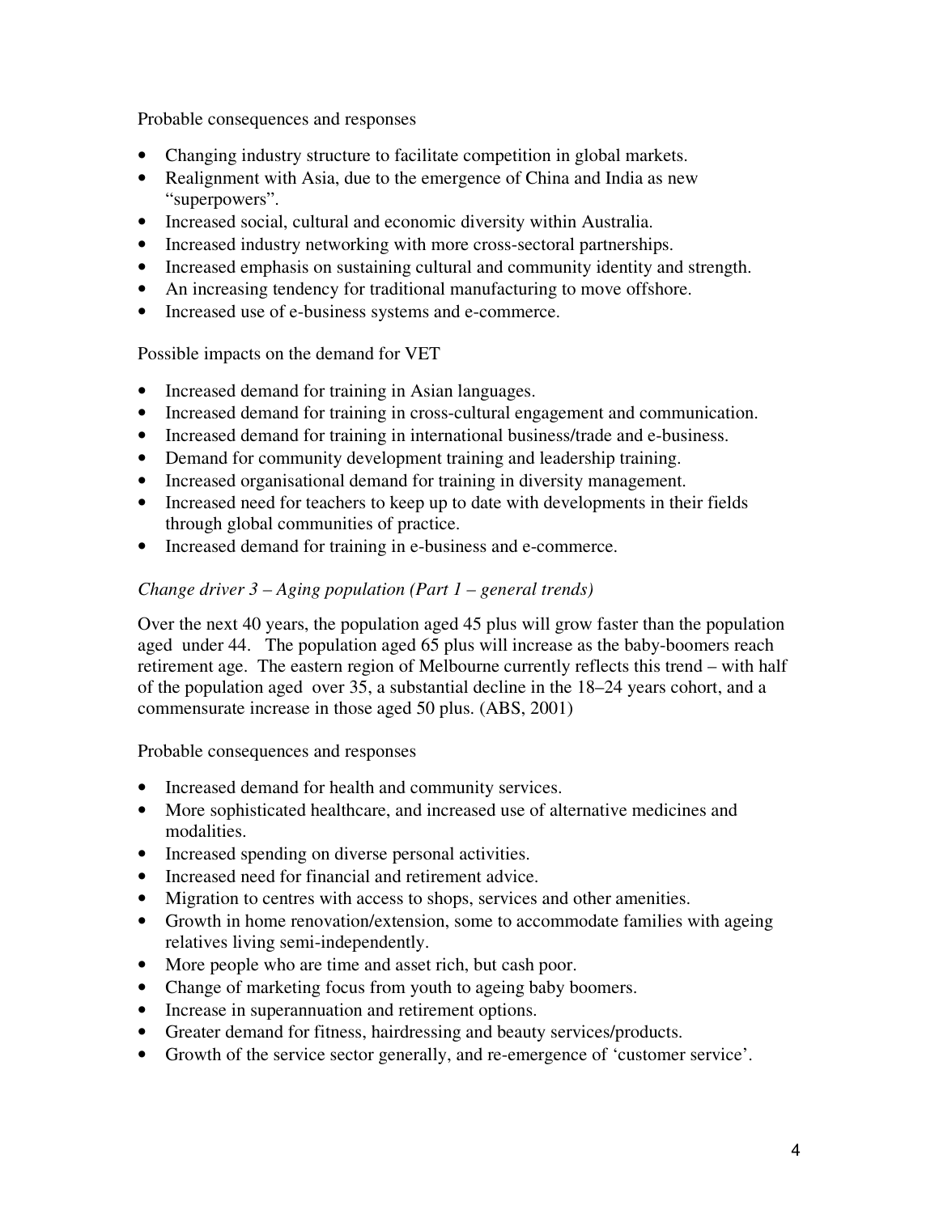Probable consequences and responses

- Changing industry structure to facilitate competition in global markets.
- Realignment with Asia, due to the emergence of China and India as new "superpowers".
- Increased social, cultural and economic diversity within Australia.
- Increased industry networking with more cross-sectoral partnerships.
- Increased emphasis on sustaining cultural and community identity and strength.
- An increasing tendency for traditional manufacturing to move offshore.
- Increased use of e-business systems and e-commerce.

Possible impacts on the demand for VET

- Increased demand for training in Asian languages.
- Increased demand for training in cross-cultural engagement and communication.
- Increased demand for training in international business/trade and e-business.
- Demand for community development training and leadership training.
- Increased organisational demand for training in diversity management.
- Increased need for teachers to keep up to date with developments in their fields through global communities of practice.
- Increased demand for training in e-business and e-commerce.

*Change driver 3 – Aging population (Part 1 – general trends)*

Over the next 40 years, the population aged 45 plus will grow faster than the population aged under 44. The population aged 65 plus will increase as the baby-boomers reach retirement age. The eastern region of Melbourne currently reflects this trend – with half of the population aged over 35, a substantial decline in the 18–24 years cohort, and a commensurate increase in those aged 50 plus. (ABS, 2001)

Probable consequences and responses

- Increased demand for health and community services.
- More sophisticated healthcare, and increased use of alternative medicines and modalities.
- Increased spending on diverse personal activities.
- Increased need for financial and retirement advice.
- Migration to centres with access to shops, services and other amenities.
- Growth in home renovation/extension, some to accommodate families with ageing relatives living semi-independently.
- More people who are time and asset rich, but cash poor.
- Change of marketing focus from youth to ageing baby boomers.
- Increase in superannuation and retirement options.
- Greater demand for fitness, hairdressing and beauty services/products.
- Growth of the service sector generally, and re-emergence of 'customer service'.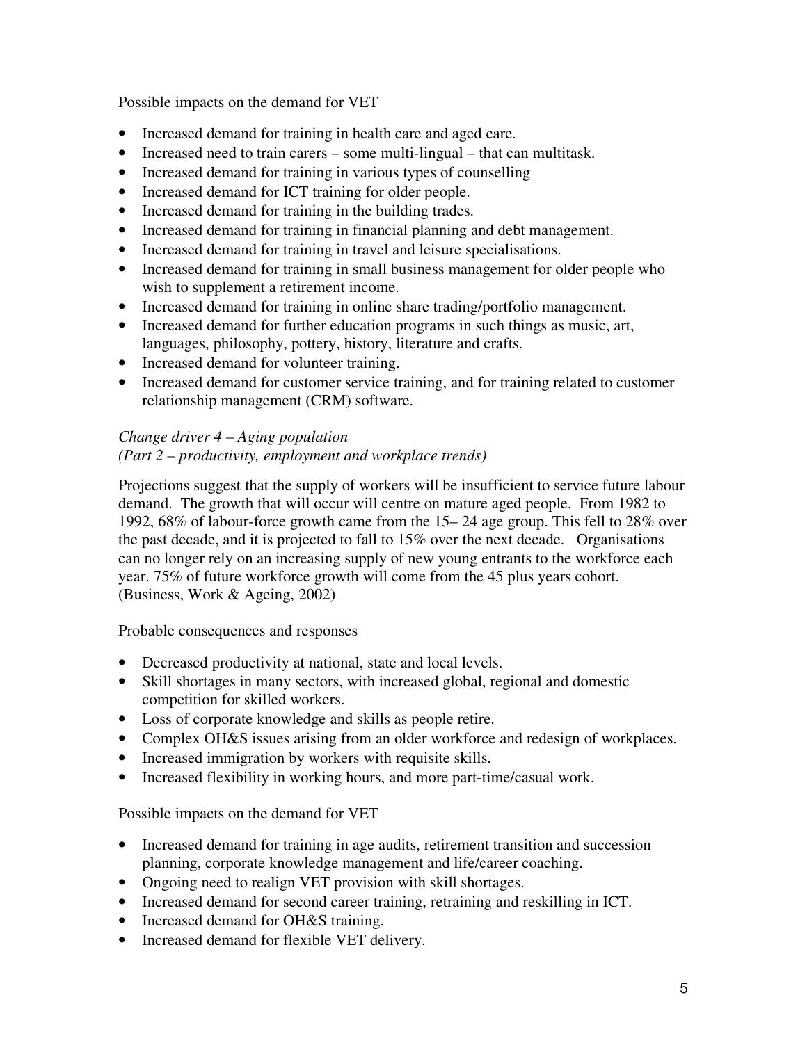Possible impacts on the demand for VET

- Increased demand for training in health care and aged care.
- Increased need to train carers – some multi-lingual – that can multitask.
- Increased demand for training in various types of counselling
- Increased demand for ICT training for older people.
- Increased demand for training in the building trades.
- Increased demand for training in financial planning and debt management.
- Increased demand for training in travel and leisure specialisations.
- Increased demand for training in small business management for older people who wish to supplement a retirement income.
- Increased demand for training in online share trading/portfolio management.
- Increased demand for further education programs in such things as music, art, languages, philosophy, pottery, history, literature and crafts.
- Increased demand for volunteer training.
- Increased demand for customer service training, and for training related to customer relationship management (CRM) software.

*Change driver 4 – Aging population*
*(Part 2 – productivity, employment and workplace trends)*

Projections suggest that the supply of workers will be insufficient to service future labour demand. The growth that will occur will centre on mature aged people. From 1982 to 1992, 68% of labour-force growth came from the 15– 24 age group. This fell to 28% over the past decade, and it is projected to fall to 15% over the next decade. Organisations can no longer rely on an increasing supply of new young entrants to the workforce each year. 75% of future workforce growth will come from the 45 plus years cohort. (Business, Work & Ageing, 2002)

Probable consequences and responses

- Decreased productivity at national, state and local levels.
- Skill shortages in many sectors, with increased global, regional and domestic competition for skilled workers.
- Loss of corporate knowledge and skills as people retire.
- Complex OH&S issues arising from an older workforce and redesign of workplaces.
- Increased immigration by workers with requisite skills.
- Increased flexibility in working hours, and more part-time/casual work.

Possible impacts on the demand for VET

- Increased demand for training in age audits, retirement transition and succession planning, corporate knowledge management and life/career coaching.
- Ongoing need to realign VET provision with skill shortages.
- Increased demand for second career training, retraining and reskilling in ICT.
- Increased demand for OH&S training.
- Increased demand for flexible VET delivery.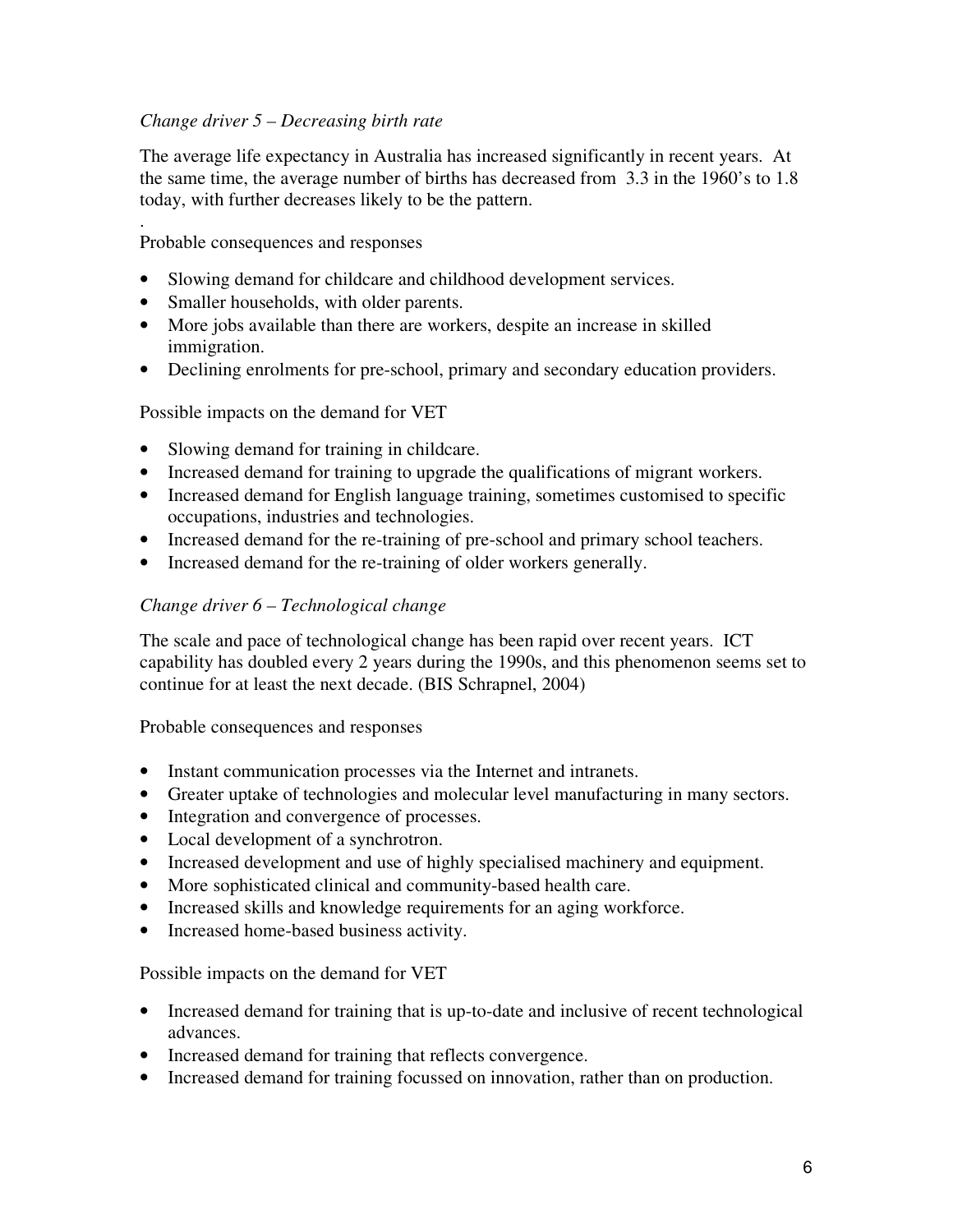*Change driver 5 – Decreasing birth rate*

The average life expectancy in Australia has increased significantly in recent years. At the same time, the average number of births has decreased from 3.3 in the 1960's to 1.8 today, with further decreases likely to be the pattern.

.

Probable consequences and responses

- Slowing demand for childcare and childhood development services.
- Smaller households, with older parents.
- More jobs available than there are workers, despite an increase in skilled immigration.
- Declining enrolments for pre-school, primary and secondary education providers.

Possible impacts on the demand for VET

- Slowing demand for training in childcare.
- Increased demand for training to upgrade the qualifications of migrant workers.
- Increased demand for English language training, sometimes customised to specific occupations, industries and technologies.
- Increased demand for the re-training of pre-school and primary school teachers.
- Increased demand for the re-training of older workers generally.

*Change driver 6 – Technological change*

The scale and pace of technological change has been rapid over recent years. ICT capability has doubled every 2 years during the 1990s, and this phenomenon seems set to continue for at least the next decade. (BIS Schrapnel, 2004)

Probable consequences and responses

- Instant communication processes via the Internet and intranets.
- Greater uptake of technologies and molecular level manufacturing in many sectors.
- Integration and convergence of processes.
- Local development of a synchrotron.
- Increased development and use of highly specialised machinery and equipment.
- More sophisticated clinical and community-based health care.
- Increased skills and knowledge requirements for an aging workforce.
- Increased home-based business activity.

Possible impacts on the demand for VET

- Increased demand for training that is up-to-date and inclusive of recent technological advances.
- Increased demand for training that reflects convergence.
- Increased demand for training focussed on innovation, rather than on production.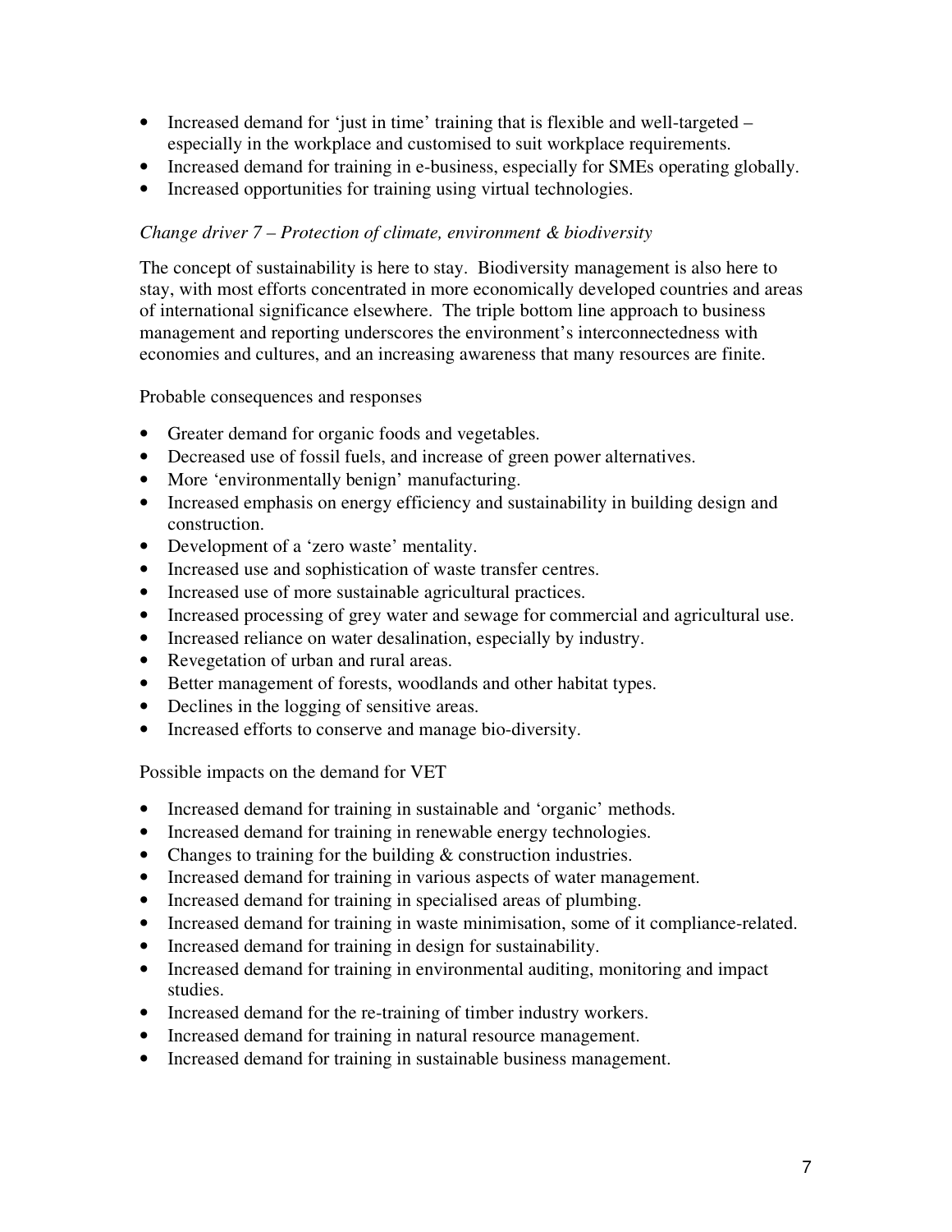- Increased demand for 'just in time' training that is flexible and well-targeted – especially in the workplace and customised to suit workplace requirements.
- Increased demand for training in e-business, especially for SMEs operating globally.
- Increased opportunities for training using virtual technologies.

*Change driver 7 – Protection of climate, environment & biodiversity*

The concept of sustainability is here to stay. Biodiversity management is also here to stay, with most efforts concentrated in more economically developed countries and areas of international significance elsewhere. The triple bottom line approach to business management and reporting underscores the environment's interconnectedness with economies and cultures, and an increasing awareness that many resources are finite.

Probable consequences and responses

- Greater demand for organic foods and vegetables.
- Decreased use of fossil fuels, and increase of green power alternatives.
- More 'environmentally benign' manufacturing.
- Increased emphasis on energy efficiency and sustainability in building design and construction.
- Development of a 'zero waste' mentality.
- Increased use and sophistication of waste transfer centres.
- Increased use of more sustainable agricultural practices.
- Increased processing of grey water and sewage for commercial and agricultural use.
- Increased reliance on water desalination, especially by industry.
- Revegetation of urban and rural areas.
- Better management of forests, woodlands and other habitat types.
- Declines in the logging of sensitive areas.
- Increased efforts to conserve and manage bio-diversity.

Possible impacts on the demand for VET

- Increased demand for training in sustainable and 'organic' methods.
- Increased demand for training in renewable energy technologies.
- Changes to training for the building & construction industries.
- Increased demand for training in various aspects of water management.
- Increased demand for training in specialised areas of plumbing.
- Increased demand for training in waste minimisation, some of it compliance-related.
- Increased demand for training in design for sustainability.
- Increased demand for training in environmental auditing, monitoring and impact studies.
- Increased demand for the re-training of timber industry workers.
- Increased demand for training in natural resource management.
- Increased demand for training in sustainable business management.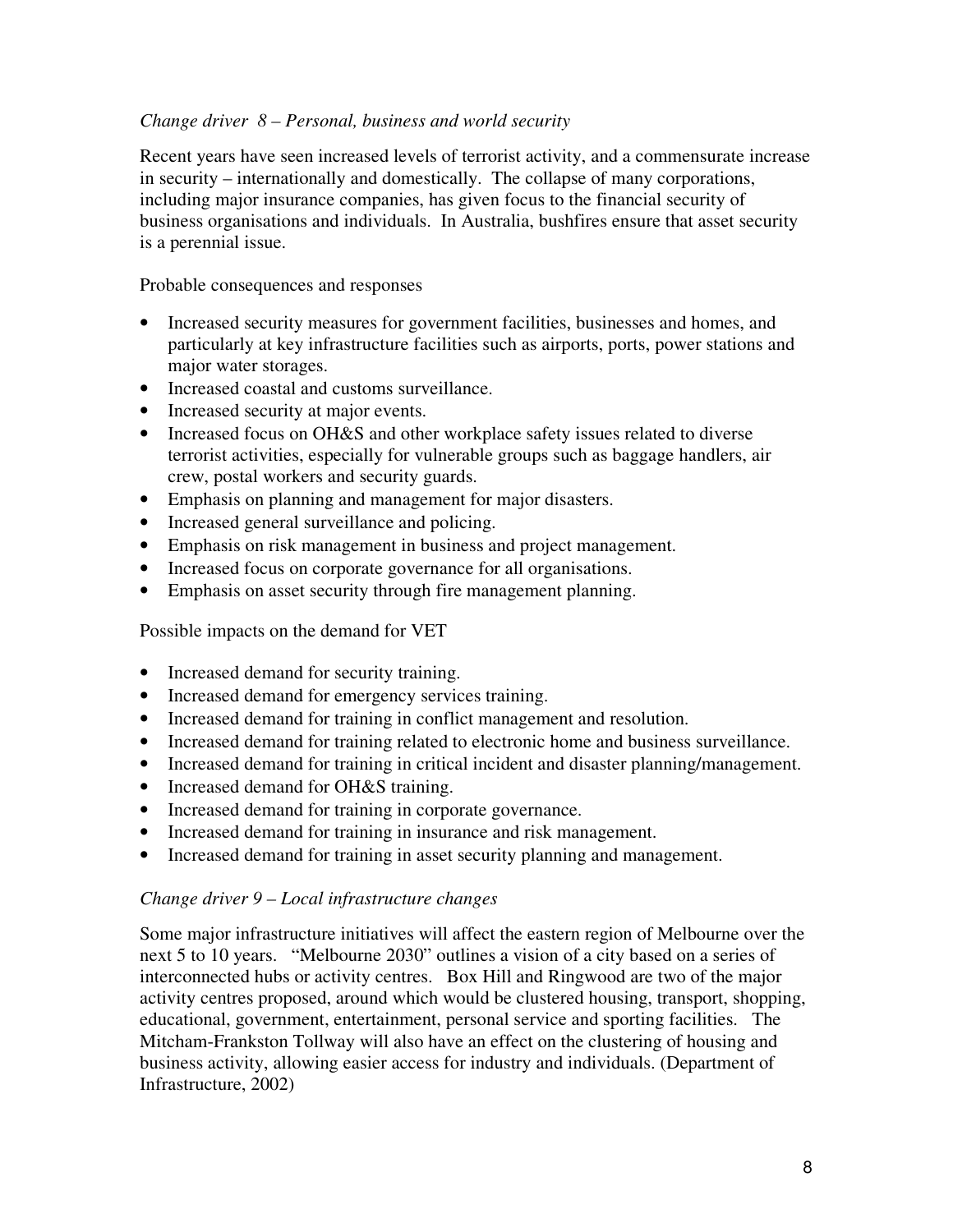### *Change driver 8 – Personal, business and world security*

Recent years have seen increased levels of terrorist activity, and a commensurate increase in security – internationally and domestically. The collapse of many corporations, including major insurance companies, has given focus to the financial security of business organisations and individuals. In Australia, bushfires ensure that asset security is a perennial issue.

Probable consequences and responses

- Increased security measures for government facilities, businesses and homes, and particularly at key infrastructure facilities such as airports, ports, power stations and major water storages.
- Increased coastal and customs surveillance.
- Increased security at major events.
- Increased focus on OH&S and other workplace safety issues related to diverse terrorist activities, especially for vulnerable groups such as baggage handlers, air crew, postal workers and security guards.
- Emphasis on planning and management for major disasters.
- Increased general surveillance and policing.
- Emphasis on risk management in business and project management.
- Increased focus on corporate governance for all organisations.
- Emphasis on asset security through fire management planning.

Possible impacts on the demand for VET

- Increased demand for security training.
- Increased demand for emergency services training.
- Increased demand for training in conflict management and resolution.
- Increased demand for training related to electronic home and business surveillance.
- Increased demand for training in critical incident and disaster planning/management.
- Increased demand for OH&S training.
- Increased demand for training in corporate governance.
- Increased demand for training in insurance and risk management.
- Increased demand for training in asset security planning and management.

### *Change driver 9 – Local infrastructure changes*

Some major infrastructure initiatives will affect the eastern region of Melbourne over the next 5 to 10 years. "Melbourne 2030" outlines a vision of a city based on a series of interconnected hubs or activity centres. Box Hill and Ringwood are two of the major activity centres proposed, around which would be clustered housing, transport, shopping, educational, government, entertainment, personal service and sporting facilities. The Mitcham-Frankston Tollway will also have an effect on the clustering of housing and business activity, allowing easier access for industry and individuals. (Department of Infrastructure, 2002)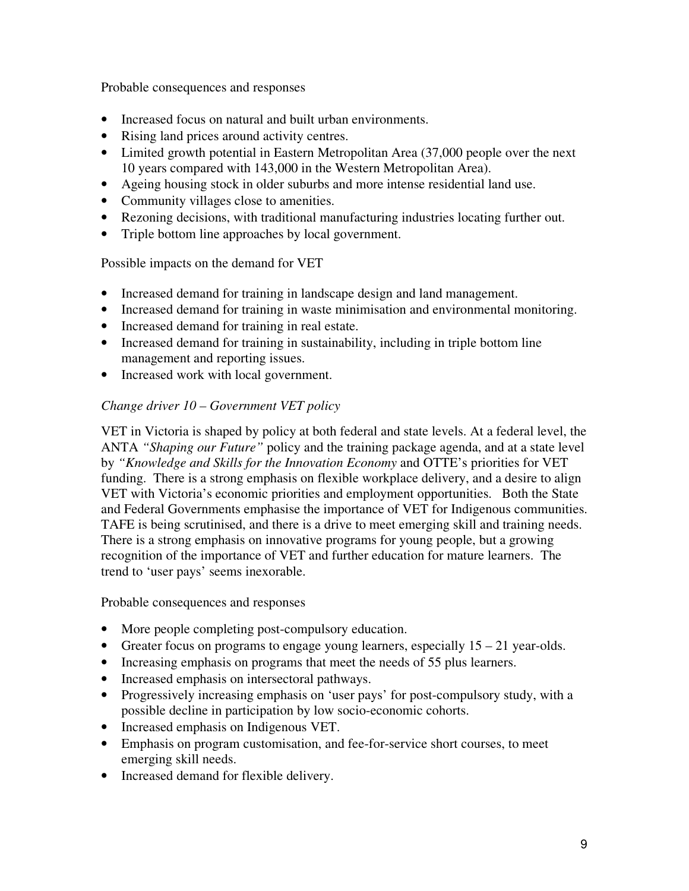Probable consequences and responses

- Increased focus on natural and built urban environments.
- Rising land prices around activity centres.
- Limited growth potential in Eastern Metropolitan Area (37,000 people over the next 10 years compared with 143,000 in the Western Metropolitan Area).
- Ageing housing stock in older suburbs and more intense residential land use.
- Community villages close to amenities.
- Rezoning decisions, with traditional manufacturing industries locating further out.
- Triple bottom line approaches by local government.

Possible impacts on the demand for VET

- Increased demand for training in landscape design and land management.
- Increased demand for training in waste minimisation and environmental monitoring.
- Increased demand for training in real estate.
- Increased demand for training in sustainability, including in triple bottom line management and reporting issues.
- Increased work with local government.

*Change driver 10 – Government VET policy*

VET in Victoria is shaped by policy at both federal and state levels. At a federal level, the ANTA *"Shaping our Future"* policy and the training package agenda, and at a state level by *"Knowledge and Skills for the Innovation Economy* and OTTE's priorities for VET funding. There is a strong emphasis on flexible workplace delivery, and a desire to align VET with Victoria's economic priorities and employment opportunities. Both the State and Federal Governments emphasise the importance of VET for Indigenous communities. TAFE is being scrutinised, and there is a drive to meet emerging skill and training needs. There is a strong emphasis on innovative programs for young people, but a growing recognition of the importance of VET and further education for mature learners. The trend to 'user pays' seems inexorable.

Probable consequences and responses

- More people completing post-compulsory education.
- Greater focus on programs to engage young learners, especially 15 – 21 year-olds.
- Increasing emphasis on programs that meet the needs of 55 plus learners.
- Increased emphasis on intersectoral pathways.
- Progressively increasing emphasis on 'user pays' for post-compulsory study, with a possible decline in participation by low socio-economic cohorts.
- Increased emphasis on Indigenous VET.
- Emphasis on program customisation, and fee-for-service short courses, to meet emerging skill needs.
- Increased demand for flexible delivery.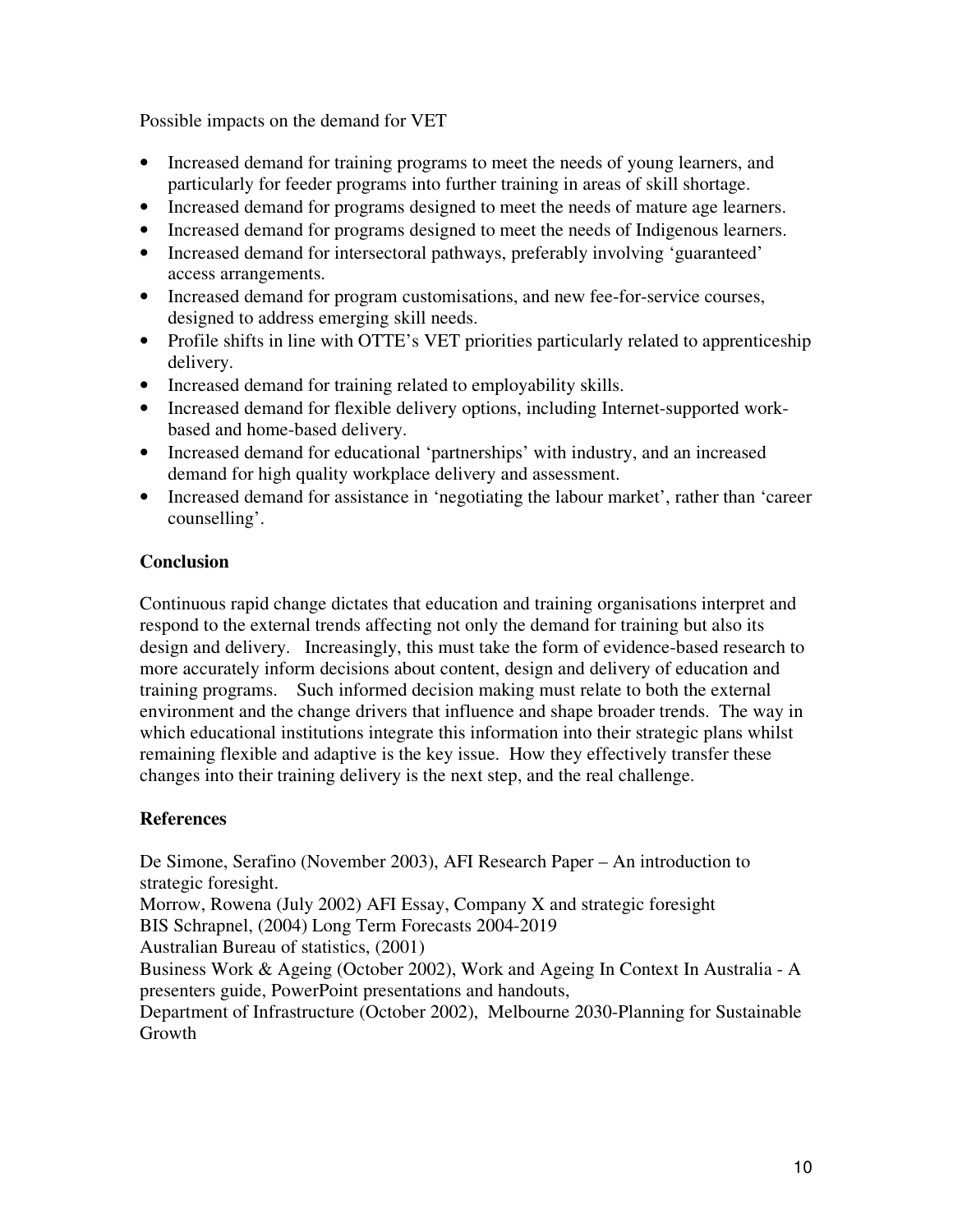Possible impacts on the demand for VET

- Increased demand for training programs to meet the needs of young learners, and particularly for feeder programs into further training in areas of skill shortage.
- Increased demand for programs designed to meet the needs of mature age learners.
- Increased demand for programs designed to meet the needs of Indigenous learners.
- Increased demand for intersectoral pathways, preferably involving 'guaranteed' access arrangements.
- Increased demand for program customisations, and new fee-for-service courses, designed to address emerging skill needs.
- Profile shifts in line with OTTE's VET priorities particularly related to apprenticeship delivery.
- Increased demand for training related to employability skills.
- Increased demand for flexible delivery options, including Internet-supported work-based and home-based delivery.
- Increased demand for educational 'partnerships' with industry, and an increased demand for high quality workplace delivery and assessment.
- Increased demand for assistance in 'negotiating the labour market', rather than 'career counselling'.

**Conclusion**

Continuous rapid change dictates that education and training organisations interpret and respond to the external trends affecting not only the demand for training but also its design and delivery. Increasingly, this must take the form of evidence-based research to more accurately inform decisions about content, design and delivery of education and training programs. Such informed decision making must relate to both the external environment and the change drivers that influence and shape broader trends. The way in which educational institutions integrate this information into their strategic plans whilst remaining flexible and adaptive is the key issue. How they effectively transfer these changes into their training delivery is the next step, and the real challenge.

**References**

De Simone, Serafino (November 2003), AFI Research Paper – An introduction to strategic foresight.
Morrow, Rowena (July 2002) AFI Essay, Company X and strategic foresight
BIS Schrapnel, (2004) Long Term Forecasts 2004-2019
Australian Bureau of statistics, (2001)
Business Work & Ageing (October 2002), Work and Ageing In Context In Australia - A presenters guide, PowerPoint presentations and handouts,
Department of Infrastructure (October 2002), Melbourne 2030-Planning for Sustainable Growth